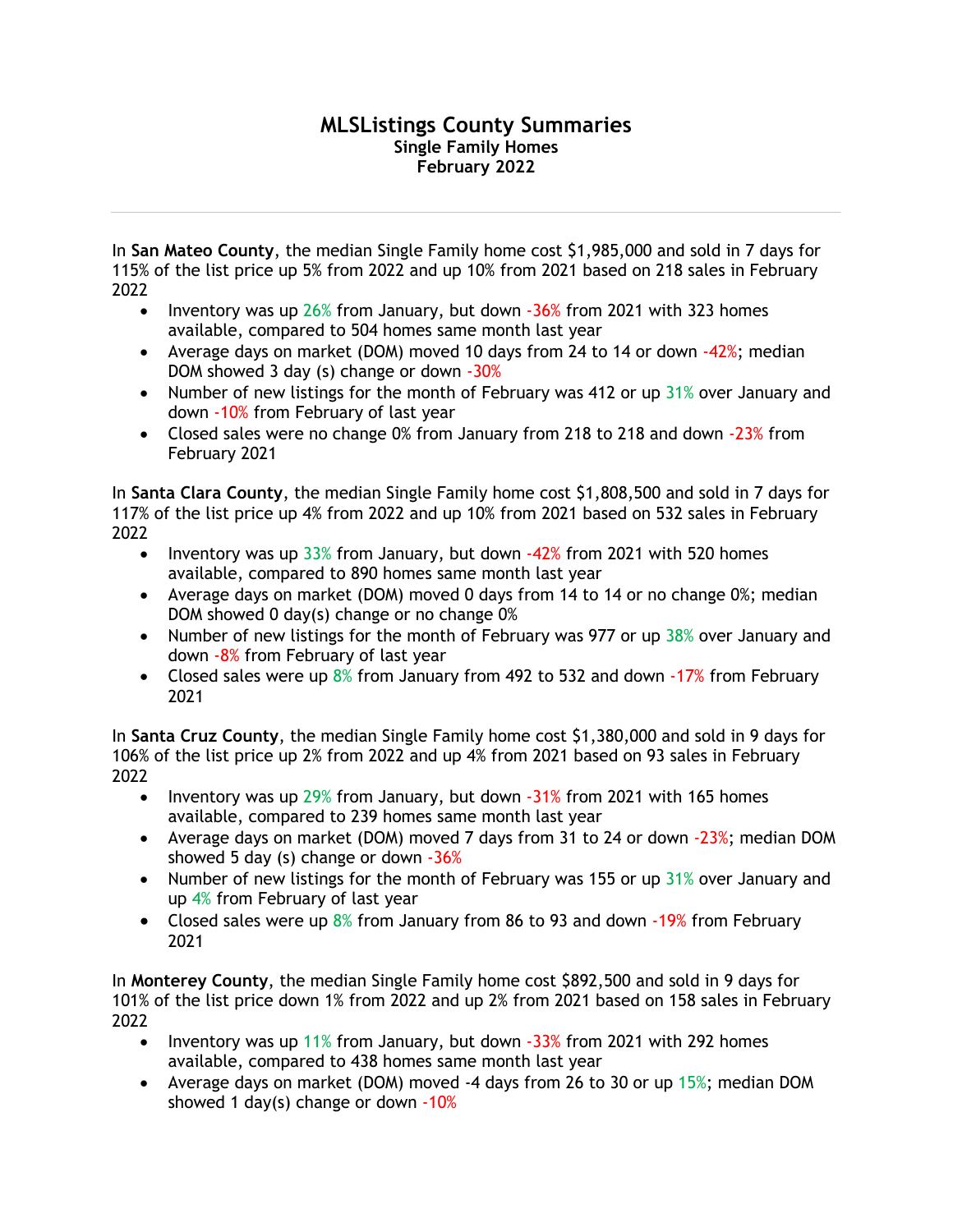# MLSListings County Summaries

### Single Family Homes
### February 2022

---

In **San Mateo County**, the median Single Family home cost $1,985,000 and sold in 7 days for 115% of the list price up 5% from 2022 and up 10% from 2021 based on 218 sales in February 2022

- Inventory was up 26% from January, but down -36% from 2021 with 323 homes available, compared to 504 homes same month last year
- Average days on market (DOM) moved 10 days from 24 to 14 or down -42%; median DOM showed 3 day (s) change or down -30%
- Number of new listings for the month of February was 412 or up 31% over January and down -10% from February of last year
- Closed sales were no change 0% from January from 218 to 218 and down -23% from February 2021

In **Santa Clara County**, the median Single Family home cost $1,808,500 and sold in 7 days for 117% of the list price up 4% from 2022 and up 10% from 2021 based on 532 sales in February 2022

- Inventory was up 33% from January, but down -42% from 2021 with 520 homes available, compared to 890 homes same month last year
- Average days on market (DOM) moved 0 days from 14 to 14 or no change 0%; median DOM showed 0 day(s) change or no change 0%
- Number of new listings for the month of February was 977 or up 38% over January and down -8% from February of last year
- Closed sales were up 8% from January from 492 to 532 and down -17% from February 2021

In **Santa Cruz County**, the median Single Family home cost $1,380,000 and sold in 9 days for 106% of the list price up 2% from 2022 and up 4% from 2021 based on 93 sales in February 2022

- Inventory was up 29% from January, but down -31% from 2021 with 165 homes available, compared to 239 homes same month last year
- Average days on market (DOM) moved 7 days from 31 to 24 or down -23%; median DOM showed 5 day (s) change or down -36%
- Number of new listings for the month of February was 155 or up 31% over January and up 4% from February of last year
- Closed sales were up 8% from January from 86 to 93 and down -19% from February 2021

In **Monterey County**, the median Single Family home cost $892,500 and sold in 9 days for 101% of the list price down 1% from 2022 and up 2% from 2021 based on 158 sales in February 2022

- Inventory was up 11% from January, but down -33% from 2021 with 292 homes available, compared to 438 homes same month last year
- Average days on market (DOM) moved -4 days from 26 to 30 or up 15%; median DOM showed 1 day(s) change or down -10%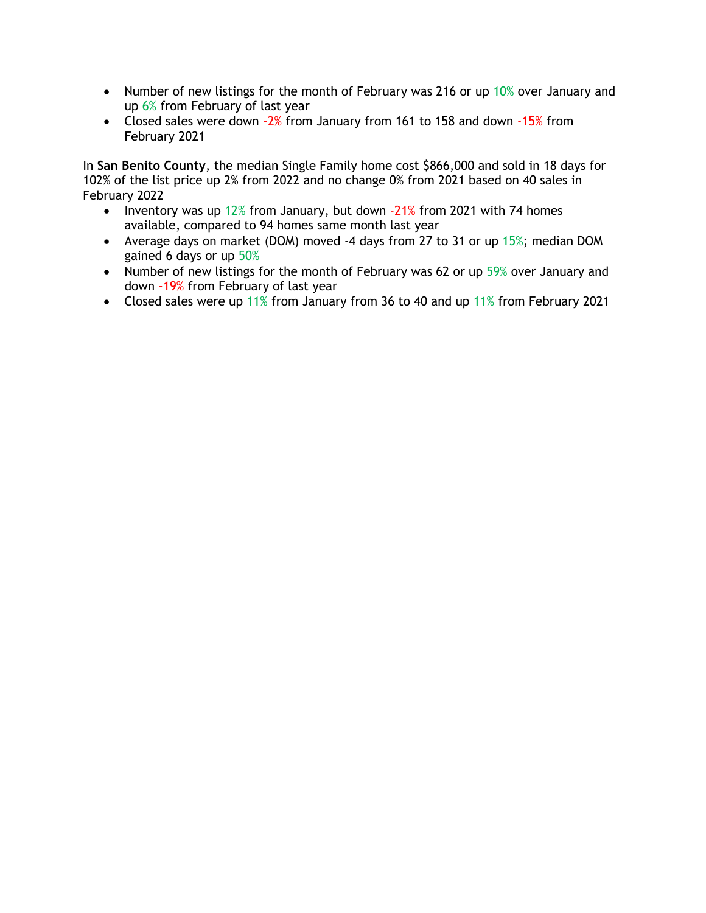- Number of new listings for the month of February was 216 or up 10% over January and up 6% from February of last year
- Closed sales were down -2% from January from 161 to 158 and down -15% from February 2021

In **San Benito County**, the median Single Family home cost $866,000 and sold in 18 days for 102% of the list price up 2% from 2022 and no change 0% from 2021 based on 40 sales in February 2022

- Inventory was up 12% from January, but down -21% from 2021 with 74 homes available, compared to 94 homes same month last year
- Average days on market (DOM) moved -4 days from 27 to 31 or up 15%; median DOM gained 6 days or up 50%
- Number of new listings for the month of February was 62 or up 59% over January and down -19% from February of last year
- Closed sales were up 11% from January from 36 to 40 and up 11% from February 2021